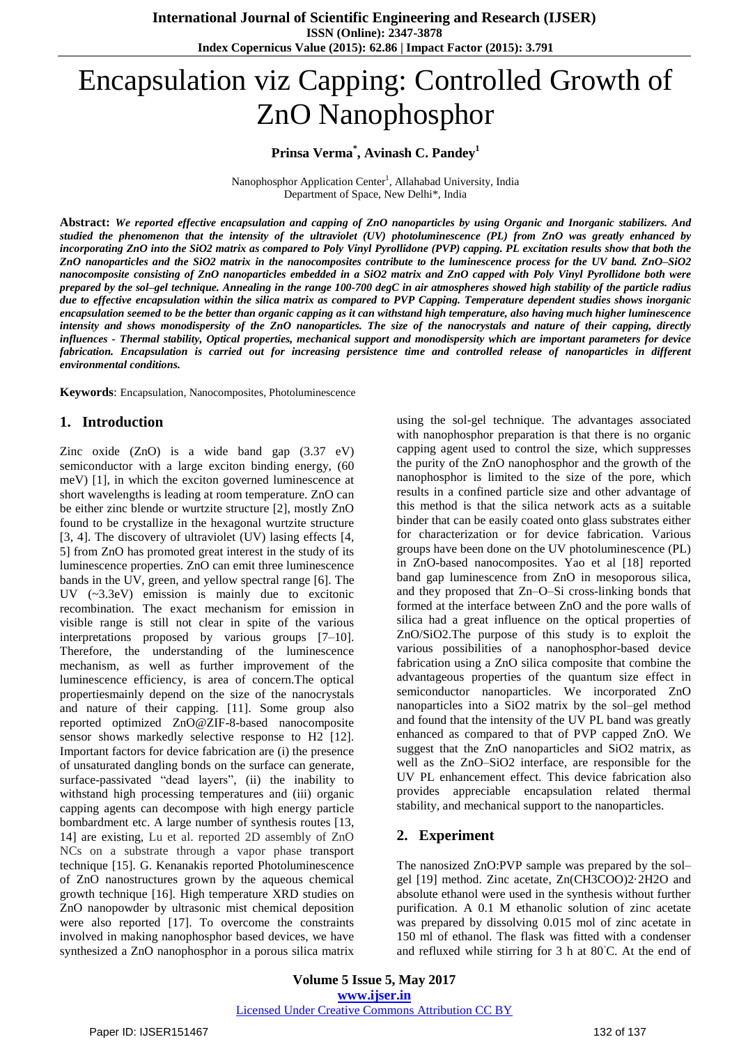# Encapsulation viz Capping: Controlled Growth of ZnO Nanophosphor

**Prinsa Verma*, Avinash C. Pandey[1]**

Nanophosphor Application Center[1], Allahabad University, India
Department of Space, New Delhi*, India

**Abstract:** ***We reported effective encapsulation and capping of ZnO nanoparticles by using Organic and Inorganic stabilizers. And studied the phenomenon that the intensity of the ultraviolet (UV) photoluminescence (PL) from ZnO was greatly enhanced by incorporating ZnO into the SiO2 matrix as compared to Poly Vinyl Pyrollidone (PVP) capping. PL excitation results show that both the ZnO nanoparticles and the SiO2 matrix in the nanocomposites contribute to the luminescence process for the UV band. ZnO–SiO2 nanocomposite consisting of ZnO nanoparticles embedded in a SiO2 matrix and ZnO capped with Poly Vinyl Pyrollidone both were prepared by the sol–gel technique. Annealing in the range 100-700 degC in air atmospheres showed high stability of the particle radius due to effective encapsulation within the silica matrix as compared to PVP Capping. Temperature dependent studies shows inorganic encapsulation seemed to be the better than organic capping as it can withstand high temperature, also having much higher luminescence intensity and shows monodispersity of the ZnO nanoparticles. The size of the nanocrystals and nature of their capping, directly influences - Thermal stability, Optical properties, mechanical support and monodispersity which are important parameters for device fabrication. Encapsulation is carried out for increasing persistence time and controlled release of nanoparticles in different environmental conditions.***

**Keywords**: Encapsulation, Nanocomposites, Photoluminescence

## 1. Introduction

Zinc oxide (ZnO) is a wide band gap (3.37 eV) semiconductor with a large exciton binding energy, (60 meV) [1], in which the exciton governed luminescence at short wavelengths is leading at room temperature. ZnO can be either zinc blende or wurtzite structure [2], mostly ZnO found to be crystallize in the hexagonal wurtzite structure [3, 4]. The discovery of ultraviolet (UV) lasing effects [4, 5] from ZnO has promoted great interest in the study of its luminescence properties. ZnO can emit three luminescence bands in the UV, green, and yellow spectral range [6]. The UV (~3.3eV) emission is mainly due to excitonic recombination. The exact mechanism for emission in visible range is still not clear in spite of the various interpretations proposed by various groups [7–10]. Therefore, the understanding of the luminescence mechanism, as well as further improvement of the luminescence efficiency, is area of concern.The optical propertiesmainly depend on the size of the nanocrystals and nature of their capping. [11]. Some group also reported optimized ZnO@ZIF-8-based nanocomposite sensor shows markedly selective response to H2 [12]. Important factors for device fabrication are (i) the presence of unsaturated dangling bonds on the surface can generate, surface-passivated "dead layers", (ii) the inability to withstand high processing temperatures and (iii) organic capping agents can decompose with high energy particle bombardment etc. A large number of synthesis routes [13, 14] are existing, Lu et al. reported 2D assembly of ZnO NCs on a substrate through a vapor phase transport technique [15]. G. Kenanakis reported Photoluminescence of ZnO nanostructures grown by the aqueous chemical growth technique [16]. High temperature XRD studies on ZnO nanopowder by ultrasonic mist chemical deposition were also reported [17]. To overcome the constraints involved in making nanophosphor based devices, we have synthesized a ZnO nanophosphor in a porous silica matrix using the sol-gel technique. The advantages associated with nanophosphor preparation is that there is no organic capping agent used to control the size, which suppresses the purity of the ZnO nanophosphor and the growth of the nanophosphor is limited to the size of the pore, which results in a confined particle size and other advantage of this method is that the silica network acts as a suitable binder that can be easily coated onto glass substrates either for characterization or for device fabrication. Various groups have been done on the UV photoluminescence (PL) in ZnO-based nanocomposites. Yao et al [18] reported band gap luminescence from ZnO in mesoporous silica, and they proposed that Zn–O–Si cross-linking bonds that formed at the interface between ZnO and the pore walls of silica had a great influence on the optical properties of ZnO/SiO2.The purpose of this study is to exploit the various possibilities of a nanophosphor-based device fabrication using a ZnO silica composite that combine the advantageous properties of the quantum size effect in semiconductor nanoparticles. We incorporated ZnO nanoparticles into a SiO2 matrix by the sol–gel method and found that the intensity of the UV PL band was greatly enhanced as compared to that of PVP capped ZnO. We suggest that the ZnO nanoparticles and SiO2 matrix, as well as the ZnO–SiO2 interface, are responsible for the UV PL enhancement effect. This device fabrication also provides appreciable encapsulation related thermal stability, and mechanical support to the nanoparticles.

## 2. Experiment

The nanosized ZnO:PVP sample was prepared by the sol–gel [19] method. Zinc acetate, $Zn(CH_3COO)_2 \cdot 2H_2O$ and absolute ethanol were used in the synthesis without further purification. A 0.1 M ethanolic solution of zinc acetate was prepared by dissolving 0.015 mol of zinc acetate in 150 ml of ethanol. The flask was fitted with a condenser and refluxed while stirring for 3 h at 80°C. At the end of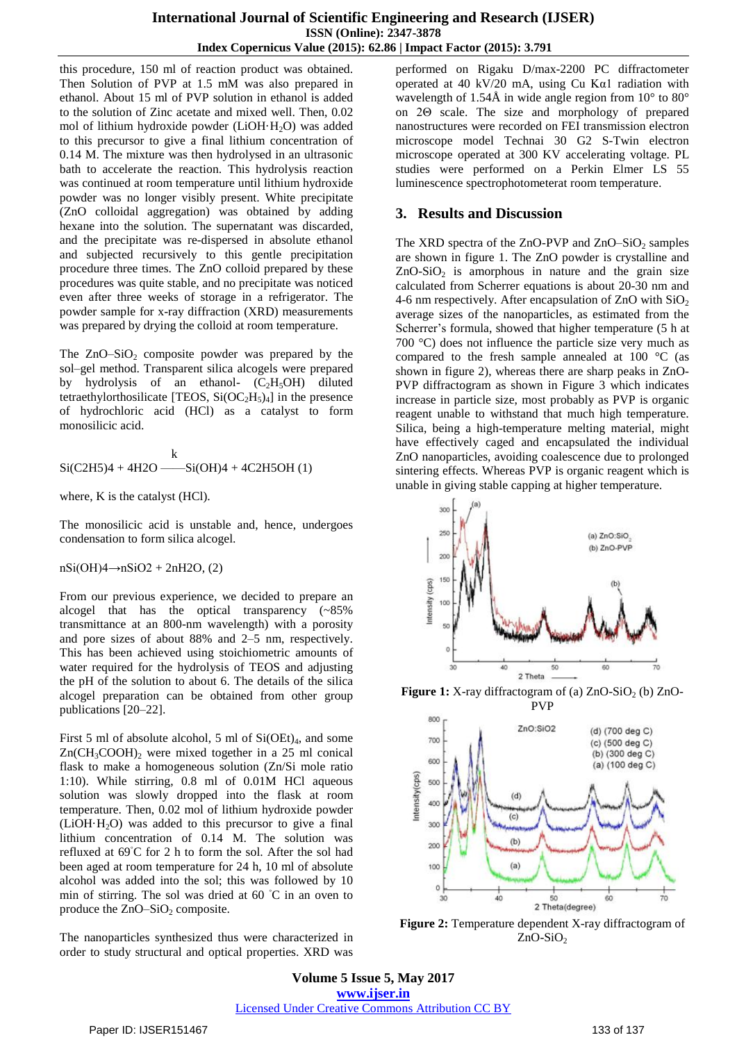this procedure, 150 ml of reaction product was obtained. Then Solution of PVP at 1.5 mM was also prepared in ethanol. About 15 ml of PVP solution in ethanol is added to the solution of Zinc acetate and mixed well. Then, 0.02 mol of lithium hydroxide powder ($LiOH{\cdot}H_2O$) was added to this precursor to give a final lithium concentration of 0.14 M. The mixture was then hydrolysed in an ultrasonic bath to accelerate the reaction. This hydrolysis reaction was continued at room temperature until lithium hydroxide powder was no longer visibly present. White precipitate (ZnO colloidal aggregation) was obtained by adding hexane into the solution. The supernatant was discarded, and the precipitate was re-dispersed in absolute ethanol and subjected recursively to this gentle precipitation procedure three times. The ZnO colloid prepared by these procedures was quite stable, and no precipitate was noticed even after three weeks of storage in a refrigerator. The powder sample for x-ray diffraction (XRD) measurements was prepared by drying the colloid at room temperature.

The ZnO–$SiO_2$ composite powder was prepared by the sol–gel method. Transparent silica alcogels were prepared by hydrolysis of an ethanol- ($C_2H_5OH$) diluted tetraethylorthosilicate [TEOS, $Si(OC_2H_5)_4$] in the presence of hydrochloric acid (HCl) as a catalyst to form monosilicic acid.

$$Si(C2H5)4 + 4H2O \xrightarrow{k} Si(OH)4 + 4C2H5OH \quad (1)$$

where, K is the catalyst (HCl).

The monosilicic acid is unstable and, hence, undergoes condensation to form silica alcogel.

$$nSi(OH)4 \rightarrow nSiO2 + 2nH2O, \quad (2)$$

From our previous experience, we decided to prepare an alcogel that has the optical transparency (~85% transmittance at an 800-nm wavelength) with a porosity and pore sizes of about 88% and 2–5 nm, respectively. This has been achieved using stoichiometric amounts of water required for the hydrolysis of TEOS and adjusting the pH of the solution to about 6. The details of the silica alcogel preparation can be obtained from other group publications [20–22].

First 5 ml of absolute alcohol, 5 ml of $Si(OEt)_4$, and some $Zn(CH_3COOH)_2$ were mixed together in a 25 ml conical flask to make a homogeneous solution (Zn/Si mole ratio 1:10). While stirring, 0.8 ml of 0.01M HCl aqueous solution was slowly dropped into the flask at room temperature. Then, 0.02 mol of lithium hydroxide powder ($LiOH{\cdot}H_2O$) was added to this precursor to give a final lithium concentration of 0.14 M. The solution was refluxed at 69°C for 2 h to form the sol. After the sol had been aged at room temperature for 24 h, 10 ml of absolute alcohol was added into the sol; this was followed by 10 min of stirring. The sol was dried at 60 °C in an oven to produce the ZnO–$SiO_2$ composite.

The nanoparticles synthesized thus were characterized in order to study structural and optical properties. XRD was performed on Rigaku D/max-2200 PC diffractometer operated at 40 kV/20 mA, using Cu Kα1 radiation with wavelength of 1.54Å in wide angle region from 10° to 80° on 2Θ scale. The size and morphology of prepared nanostructures were recorded on FEI transmission electron microscope model Technai 30 G2 S-Twin electron microscope operated at 300 KV accelerating voltage. PL studies were performed on a Perkin Elmer LS 55 luminescence spectrophotometerat room temperature.

## 3. Results and Discussion

The XRD spectra of the ZnO-PVP and ZnO–$SiO_2$ samples are shown in figure 1. The ZnO powder is crystalline and ZnO-$SiO_2$ is amorphous in nature and the grain size calculated from Scherer equations is about 20-30 nm and 4-6 nm respectively. After encapsulation of ZnO with $SiO_2$ average sizes of the nanoparticles, as estimated from the Scherrer's formula, showed that higher temperature (5 h at 700 °C) does not influence the particle size very much as compared to the fresh sample annealed at 100 °C (as shown in figure 2), whereas there are sharp peaks in ZnO-PVP diffractogram as shown in Figure 3 which indicates increase in particle size, most probably as PVP is organic reagent unable to withstand that much high temperature. Silica, being a high-temperature melting material, might have effectively caged and encapsulated the individual ZnO nanoparticles, avoiding coalescence due to prolonged sintering effects. Whereas PVP is organic reagent which is unable in giving stable capping at higher temperature.

**Figure 1:** X-ray diffractogram of (a) ZnO-$SiO_2$ (b) ZnO-PVP

**Figure 2:** Temperature dependent X-ray diffractogram of ZnO-$SiO_2$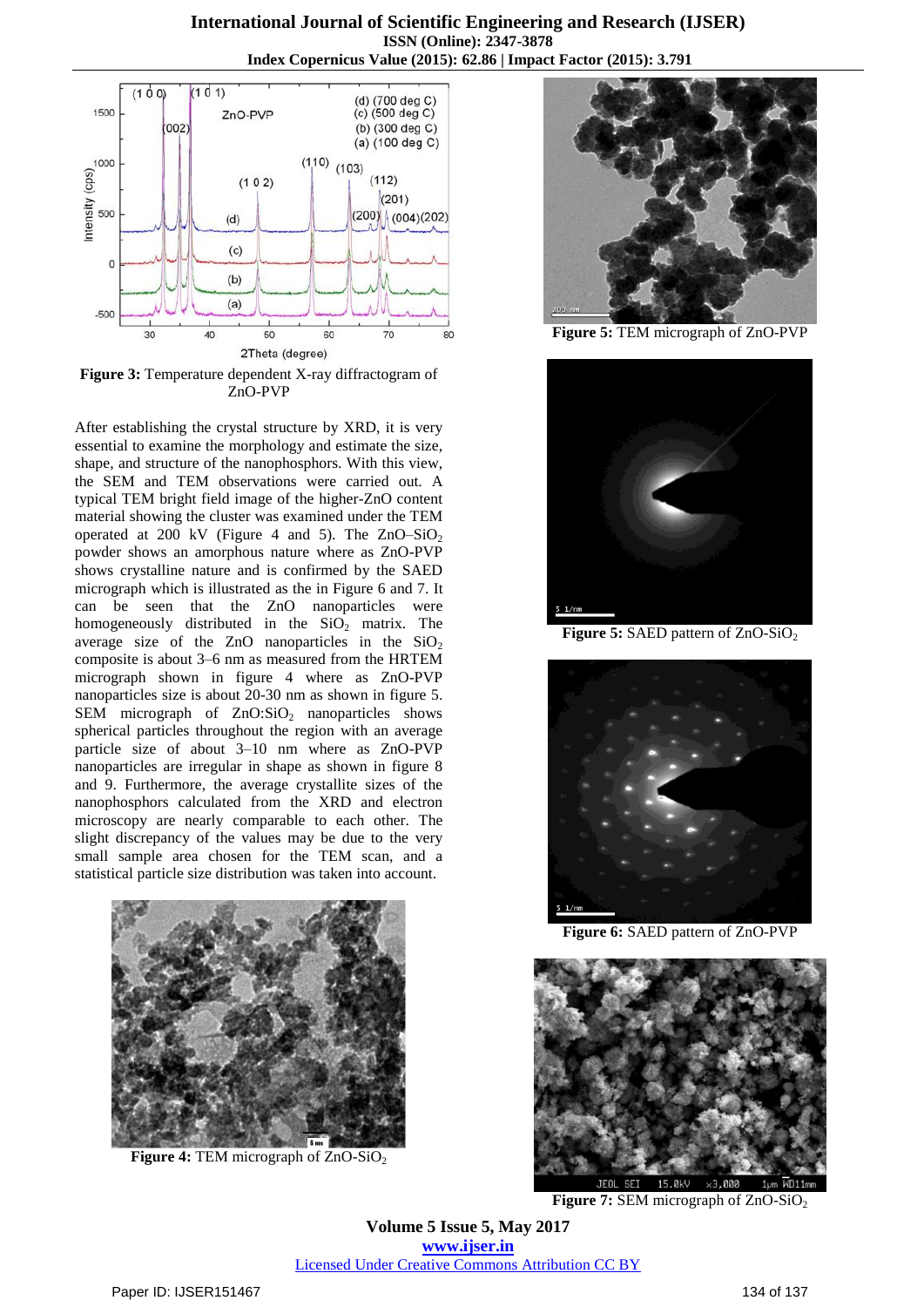**Figure 3:** Temperature dependent X-ray diffractogram of ZnO-PVP

After establishing the crystal structure by XRD, it is very essential to examine the morphology and estimate the size, shape, and structure of the nanophosphors. With this view, the SEM and TEM observations were carried out. A typical TEM bright field image of the higher-ZnO content material showing the cluster was examined under the TEM operated at 200 kV (Figure 4 and 5). The ZnO–$SiO_2$ powder shows an amorphous nature where as ZnO-PVP shows crystalline nature and is confirmed by the SAED micrograph which is illustrated as the in Figure 6 and 7. It can be seen that the ZnO nanoparticles were homogeneously distributed in the $SiO_2$ matrix. The average size of the ZnO nanoparticles in the $SiO_2$ composite is about 3–6 nm as measured from the HRTEM micrograph shown in figure 4 where as ZnO-PVP nanoparticles size is about 20-30 nm as shown in figure 5. SEM micrograph of ZnO:$SiO_2$ nanoparticles shows spherical particles throughout the region with an average particle size of about 3–10 nm where as ZnO-PVP nanoparticles are irregular in shape as shown in figure 8 and 9. Furthermore, the average crystallite sizes of the nanophosphors calculated from the XRD and electron microscopy are nearly comparable to each other. The slight discrepancy of the values may be due to the very small sample area chosen for the TEM scan, and a statistical particle size distribution was taken into account.

**Figure 4:** TEM micrograph of ZnO-$SiO_2$

**Figure 5:** TEM micrograph of ZnO-PVP

**Figure 5:** SAED pattern of ZnO-$SiO_2$

**Figure 6:** SAED pattern of ZnO-PVP

**Figure 7:** SEM micrograph of ZnO-$SiO_2$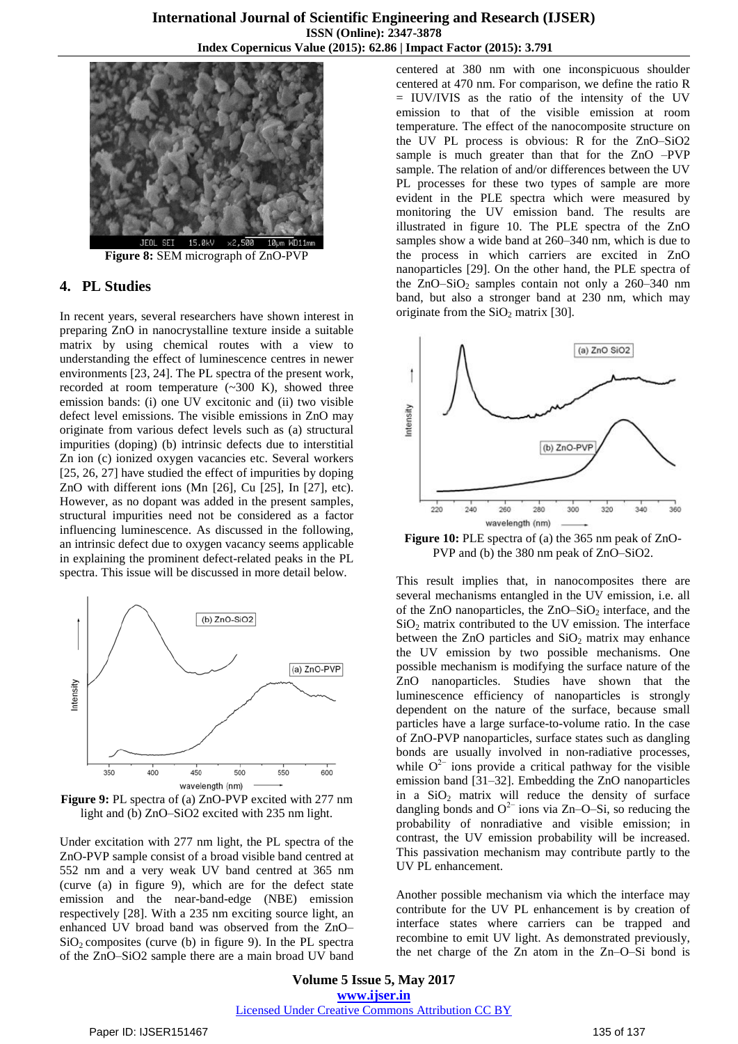**Figure 8:** SEM micrograph of ZnO-PVP

## 4. PL Studies

In recent years, several researchers have shown interest in preparing ZnO in nanocrystalline texture inside a suitable matrix by using chemical routes with a view to understanding the effect of luminescence centres in newer environments [23, 24]. The PL spectrum of the present work, recorded at room temperature (~300 K), showed three emission bands: (i) one UV excitonic and (ii) two visible defect level emissions. The visible emissions in ZnO may originate from various defect levels such as (a) structural impurities (doping) (b) intrinsic defects due to interstitial Zn ion (c) ionized oxygen vacancies etc. Several workers [25, 26, 27] have studied the effect of impurities by doping ZnO with different ions (Mn [26], Cu [25], In [27], etc). However, as no dopant was added in the present samples, structural impurities need not be considered as a factor influencing luminescence. As discussed in the following, an intrinsic defect due to oxygen vacancy seems applicable in explaining the prominent defect-related peaks in the PL spectra. This issue will be discussed in more detail below.

**Figure 9:** PL spectra of (a) ZnO-PVP excited with 277 nm light and (b) ZnO–SiO2 excited with 235 nm light.

Under excitation with 277 nm light, the PL spectra of the ZnO-PVP sample consist of a broad visible band centred at 552 nm and a very weak UV band centred at 365 nm (curve (a) in figure 9), which are for the defect state emission and the near-band-edge (NBE) emission respectively [28]. With a 235 nm exciting source light, an enhanced UV broad band was observed from the ZnO–$SiO_2$ composites (curve (b) in figure 9). In the PL spectra of the ZnO–SiO2 sample there are a main broad UV band centered at 380 nm with one inconspicuous shoulder centered at 470 nm. For comparison, we define the ratio R = IUV/IVIS as the ratio of the intensity of the UV emission to that of the visible emission at room temperature. The effect of the nanocomposite structure on the UV PL process is obvious: R for the ZnO–SiO2 sample is much greater than that for the ZnO –PVP sample. The relation of and/or differences between the UV PL processes for these two types of sample are more evident in the PLE spectra which were measured by monitoring the UV emission band. The results are illustrated in figure 10. The PLE spectra of the ZnO samples show a wide band at 260–340 nm, which is due to the process in which carriers are excited in ZnO nanoparticles [29]. On the other hand, the PLE spectra of the ZnO–$SiO_2$ samples contain not only a 260–340 nm band, but also a stronger band at 230 nm, which may originate from the $SiO_2$ matrix [30].

**Figure 10:** PLE spectra of (a) the 365 nm peak of ZnO-PVP and (b) the 380 nm peak of ZnO–SiO2.

This result implies that, in nanocomposites there are several mechanisms entangled in the UV emission, i.e. all of the ZnO nanoparticles, the ZnO–$SiO_2$ interface, and the $SiO_2$ matrix contributed to the UV emission. The interface between the ZnO particles and $SiO_2$ matrix may enhance the UV emission by two possible mechanisms. One possible mechanism is modifying the surface nature of the ZnO nanoparticles. Studies have shown that the luminescence efficiency of nanoparticles is strongly dependent on the nature of the surface, because small particles have a large surface-to-volume ratio. In the case of ZnO-PVP nanoparticles, surface states such as dangling bonds are usually involved in non-radiative processes, while $O^{2-}$ ions provide a critical pathway for the visible emission band [31–32]. Embedding the ZnO nanoparticles in a $SiO_2$ matrix will reduce the density of surface dangling bonds and $O^{2-}$ ions via Zn–O–Si, so reducing the probability of nonradiative and visible emission; in contrast, the UV emission probability will be increased. This passivation mechanism may contribute partly to the UV PL enhancement.

Another possible mechanism via which the interface may contribute for the UV PL enhancement is by creation of interface states where carriers can be trapped and recombine to emit UV light. As demonstrated previously, the net charge of the Zn atom in the Zn–O–Si bond is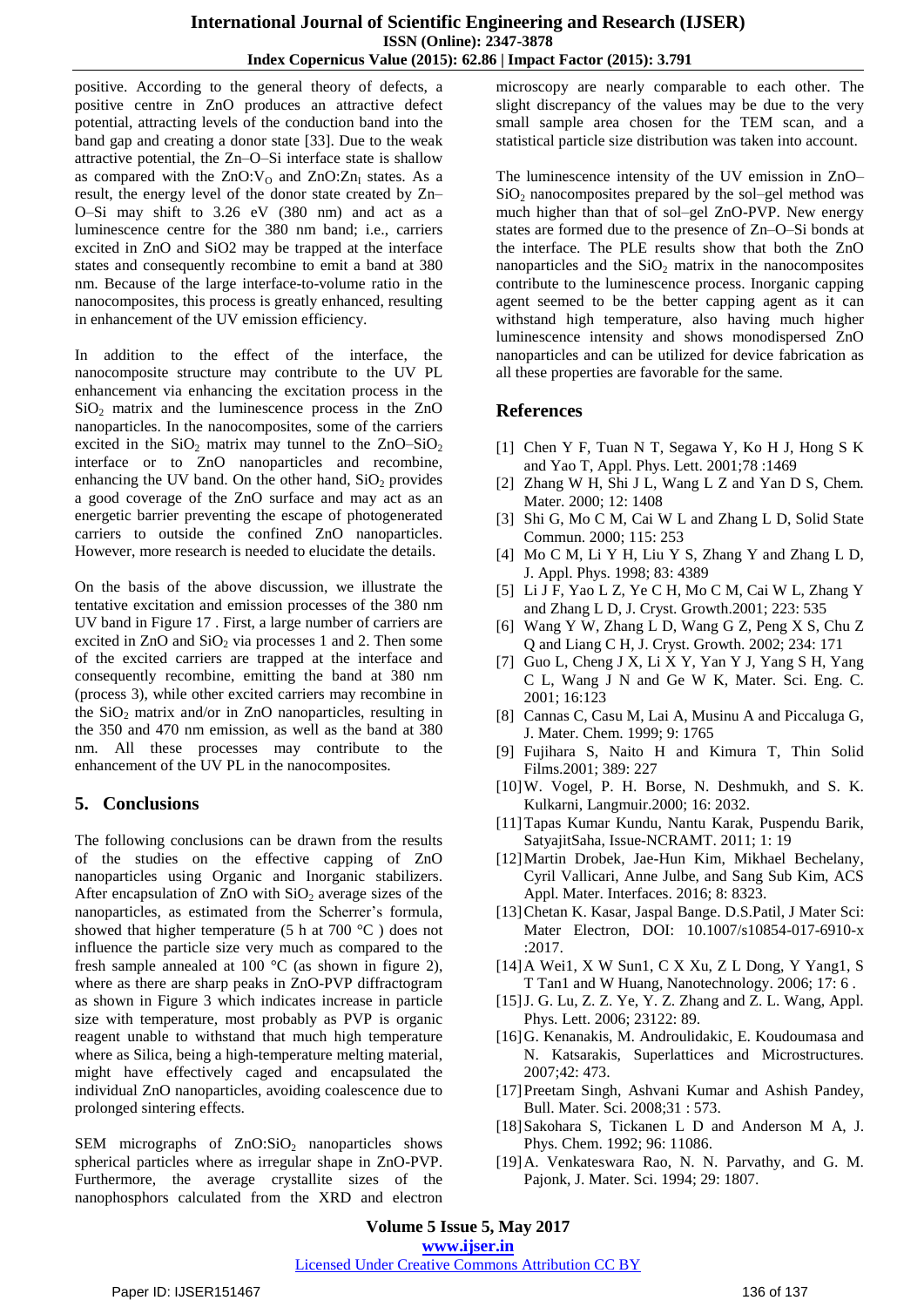positive. According to the general theory of defects, a positive centre in ZnO produces an attractive defect potential, attracting levels of the conduction band into the band gap and creating a donor state [33]. Due to the weak attractive potential, the Zn–O–Si interface state is shallow as compared with the ZnO:$V_O$ and ZnO:$Zn_I$ states. As a result, the energy level of the donor state created by Zn–O–Si may shift to 3.26 eV (380 nm) and act as a luminescence centre for the 380 nm band; i.e., carriers excited in ZnO and SiO2 may be trapped at the interface states and consequently recombine to emit a band at 380 nm. Because of the large interface-to-volume ratio in the nanocomposites, this process is greatly enhanced, resulting in enhancement of the UV emission efficiency.

In addition to the effect of the interface, the nanocomposite structure may contribute to the UV PL enhancement via enhancing the excitation process in the $SiO_2$ matrix and the luminescence process in the ZnO nanoparticles. In the nanocomposites, some of the carriers excited in the $SiO_2$ matrix may tunnel to the ZnO–$SiO_2$ interface or to ZnO nanoparticles and recombine, enhancing the UV band. On the other hand, $SiO_2$ provides a good coverage of the ZnO surface and may act as an energetic barrier preventing the escape of photogenerated carriers to outside the confined ZnO nanoparticles. However, more research is needed to elucidate the details.

On the basis of the above discussion, we illustrate the tentative excitation and emission processes of the 380 nm UV band in Figure 17 . First, a large number of carriers are excited in ZnO and $SiO_2$ via processes 1 and 2. Then some of the excited carriers are trapped at the interface and consequently recombine, emitting the band at 380 nm (process 3), while other excited carriers may recombine in the $SiO_2$ matrix and/or in ZnO nanoparticles, resulting in the 350 and 470 nm emission, as well as the band at 380 nm. All these processes may contribute to the enhancement of the UV PL in the nanocomposites.

## 5. Conclusions

The following conclusions can be drawn from the results of the studies on the effective capping of ZnO nanoparticles using Organic and Inorganic stabilizers. After encapsulation of ZnO with $SiO_2$ average sizes of the nanoparticles, as estimated from the Scherrer's formula, showed that higher temperature (5 h at 700 °C ) does not influence the particle size very much as compared to the fresh sample annealed at 100 °C (as shown in figure 2), where as there are sharp peaks in ZnO-PVP diffractogram as shown in Figure 3 which indicates increase in particle size with temperature, most probably as PVP is organic reagent unable to withstand that much high temperature where as Silica, being a high-temperature melting material, might have effectively caged and encapsulated the individual ZnO nanoparticles, avoiding coalescence due to prolonged sintering effects.

SEM micrographs of ZnO:$SiO_2$ nanoparticles shows spherical particles where as irregular shape in ZnO-PVP. Furthermore, the average crystallite sizes of the nanophosphors calculated from the XRD and electron microscopy are nearly comparable to each other. The slight discrepancy of the values may be due to the very small sample area chosen for the TEM scan, and a statistical particle size distribution was taken into account.

The luminescence intensity of the UV emission in ZnO–$SiO_2$ nanocomposites prepared by the sol–gel method was much higher than that of sol–gel ZnO-PVP. New energy states are formed due to the presence of Zn–O–Si bonds at the interface. The PLE results show that both the ZnO nanoparticles and the $SiO_2$ matrix in the nanocomposites contribute to the luminescence process. Inorganic capping agent seemed to be the better capping agent as it can withstand high temperature, also having much higher luminescence intensity and shows monodispersed ZnO nanoparticles and can be utilized for device fabrication as all these properties are favorable for the same.

## References

[1] Chen Y F, Tuan N T, Segawa Y, Ko H J, Hong S K and Yao T, Appl. Phys. Lett. 2001;78 :1469
[2] Zhang W H, Shi J L, Wang L Z and Yan D S, Chem. Mater. 2000; 12: 1408
[3] Shi G, Mo C M, Cai W L and Zhang L D, Solid State Commun. 2000; 115: 253
[4] Mo C M, Li Y H, Liu Y S, Zhang Y and Zhang L D, J. Appl. Phys. 1998; 83: 4389
[5] Li J F, Yao L Z, Ye C H, Mo C M, Cai W L, Zhang Y and Zhang L D, J. Cryst. Growth.2001; 223: 535
[6] Wang Y W, Zhang L D, Wang G Z, Peng X S, Chu Z Q and Liang C H, J. Cryst. Growth. 2002; 234: 171
[7] Guo L, Cheng J X, Li X Y, Yan Y J, Yang S H, Yang C L, Wang J N and Ge W K, Mater. Sci. Eng. C. 2001; 16:123
[8] Cannas C, Casu M, Lai A, Musinu A and Piccaluga G, J. Mater. Chem. 1999; 9: 1765
[9] Fujihara S, Naito H and Kimura T, Thin Solid Films.2001; 389: 227
[10] W. Vogel, P. H. Borse, N. Deshmukh, and S. K. Kulkarni, Langmuir.2000; 16: 2032.
[11] Tapas Kumar Kundu, Nantu Karak, Puspendu Barik, SatyajitSaha, Issue-NCRAMT. 2011; 1: 19
[12] Martin Drobek, Jae-Hun Kim, Mikhael Bechelany, Cyril Vallicari, Anne Julbe, and Sang Sub Kim, ACS Appl. Mater. Interfaces. 2016; 8: 8323.
[13] Chetan K. Kasar, Jaspal Bange. D.S.Patil, J Mater Sci: Mater Electron, DOI: 10.1007/s10854-017-6910-x :2017.
[14] A Wei1, X W Sun1, C X Xu, Z L Dong, Y Yang1, S T Tan1 and W Huang, Nanotechnology. 2006; 17: 6 .
[15] J. G. Lu, Z. Z. Ye, Y. Z. Zhang and Z. L. Wang, Appl. Phys. Lett. 2006; 23122: 89.
[16] G. Kenanakis, M. Androulidakic, E. Koudoumasa and N. Katsarakis, Superlattices and Microstructures. 2007;42: 473.
[17] Preetam Singh, Ashvani Kumar and Ashish Pandey, Bull. Mater. Sci. 2008;31 : 573.
[18] Sakohara S, Tickanen L D and Anderson M A, J. Phys. Chem. 1992; 96: 11086.
[19] A. Venkateswara Rao, N. N. Parvathy, and G. M. Pajonk, J. Mater. Sci. 1994; 29: 1807.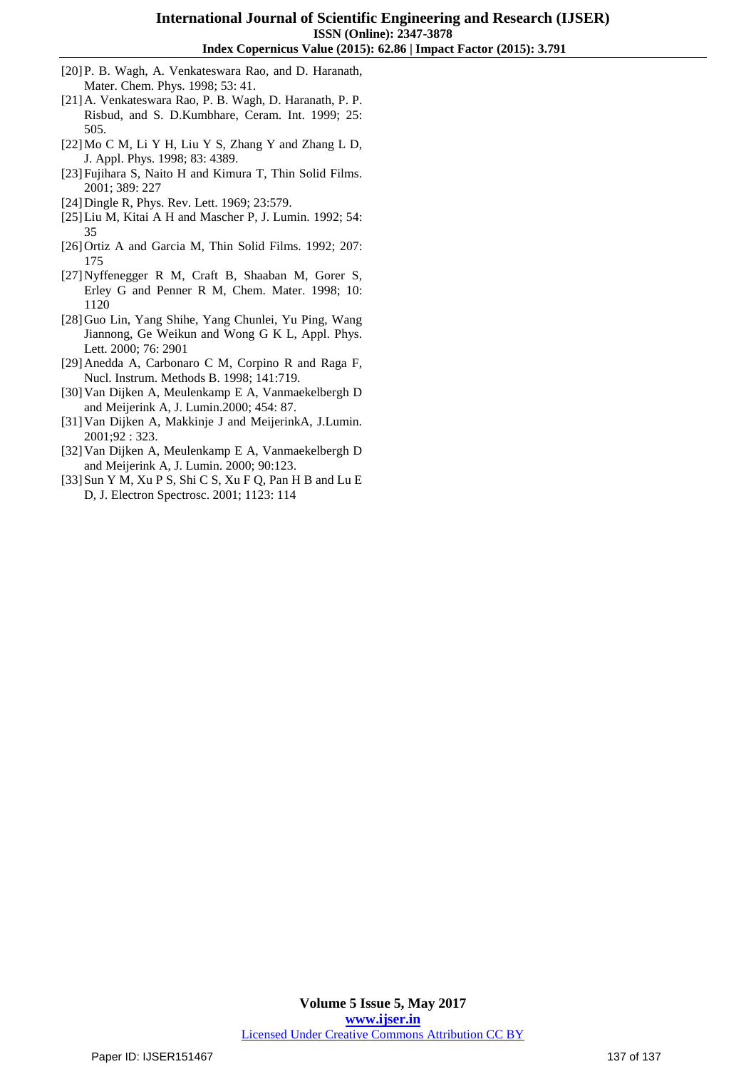[20] P. B. Wagh, A. Venkateswara Rao, and D. Haranath, Mater. Chem. Phys. 1998; 53: 41.

[21] A. Venkateswara Rao, P. B. Wagh, D. Haranath, P. P. Risbud, and S. D.Kumbhare, Ceram. Int. 1999; 25: 505.

[22] Mo C M, Li Y H, Liu Y S, Zhang Y and Zhang L D, J. Appl. Phys. 1998; 83: 4389.

[23] Fujihara S, Naito H and Kimura T, Thin Solid Films. 2001; 389: 227

[24] Dingle R, Phys. Rev. Lett. 1969; 23:579.

[25] Liu M, Kitai A H and Mascher P, J. Lumin. 1992; 54: 35

[26] Ortiz A and Garcia M, Thin Solid Films. 1992; 207: 175

[27] Nyffenegger R M, Craft B, Shaaban M, Gorer S, Erley G and Penner R M, Chem. Mater. 1998; 10: 1120

[28] Guo Lin, Yang Shihe, Yang Chunlei, Yu Ping, Wang Jiannong, Ge Weikun and Wong G K L, Appl. Phys. Lett. 2000; 76: 2901

[29] Anedda A, Carbonaro C M, Corpino R and Raga F, Nucl. Instrum. Methods B. 1998; 141:719.

[30] Van Dijken A, Meulenkamp E A, Vanmaekelbergh D and Meijerink A, J. Lumin.2000; 454: 87.

[31] Van Dijken A, Makkinje J and MeijerinkA, J.Lumin. 2001;92 : 323.

[32] Van Dijken A, Meulenkamp E A, Vanmaekelbergh D and Meijerink A, J. Lumin. 2000; 90:123.

[33] Sun Y M, Xu P S, Shi C S, Xu F Q, Pan H B and Lu E D, J. Electron Spectrosc. 2001; 1123: 114